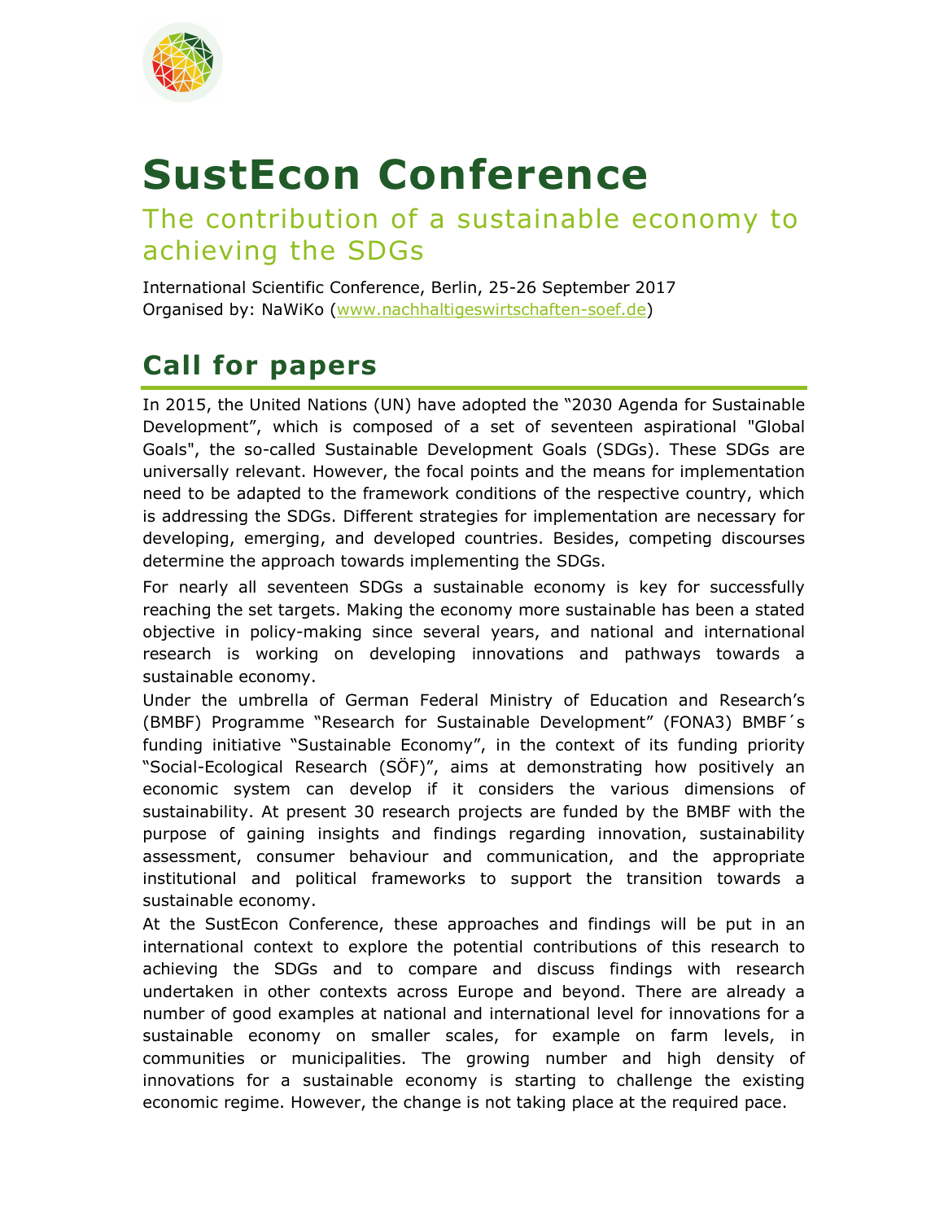# SustEcon Conference

## The contribution of a sustainable economy to achieving the SDGs

International Scientific Conference, Berlin, 25-26 September 2017
Organised by: NaWiKo (www.nachhaltigeswirtschaften-soef.de)

## Call for papers

In 2015, the United Nations (UN) have adopted the "2030 Agenda for Sustainable Development", which is composed of a set of seventeen aspirational "Global Goals", the so-called Sustainable Development Goals (SDGs). These SDGs are universally relevant. However, the focal points and the means for implementation need to be adapted to the framework conditions of the respective country, which is addressing the SDGs. Different strategies for implementation are necessary for developing, emerging, and developed countries. Besides, competing discourses determine the approach towards implementing the SDGs.

For nearly all seventeen SDGs a sustainable economy is key for successfully reaching the set targets. Making the economy more sustainable has been a stated objective in policy-making since several years, and national and international research is working on developing innovations and pathways towards a sustainable economy.

Under the umbrella of German Federal Ministry of Education and Research's (BMBF) Programme "Research for Sustainable Development" (FONA3) BMBF´s funding initiative "Sustainable Economy", in the context of its funding priority "Social-Ecological Research (SÖF)", aims at demonstrating how positively an economic system can develop if it considers the various dimensions of sustainability. At present 30 research projects are funded by the BMBF with the purpose of gaining insights and findings regarding innovation, sustainability assessment, consumer behaviour and communication, and the appropriate institutional and political frameworks to support the transition towards a sustainable economy.

At the SustEcon Conference, these approaches and findings will be put in an international context to explore the potential contributions of this research to achieving the SDGs and to compare and discuss findings with research undertaken in other contexts across Europe and beyond. There are already a number of good examples at national and international level for innovations for a sustainable economy on smaller scales, for example on farm levels, in communities or municipalities. The growing number and high density of innovations for a sustainable economy is starting to challenge the existing economic regime. However, the change is not taking place at the required pace.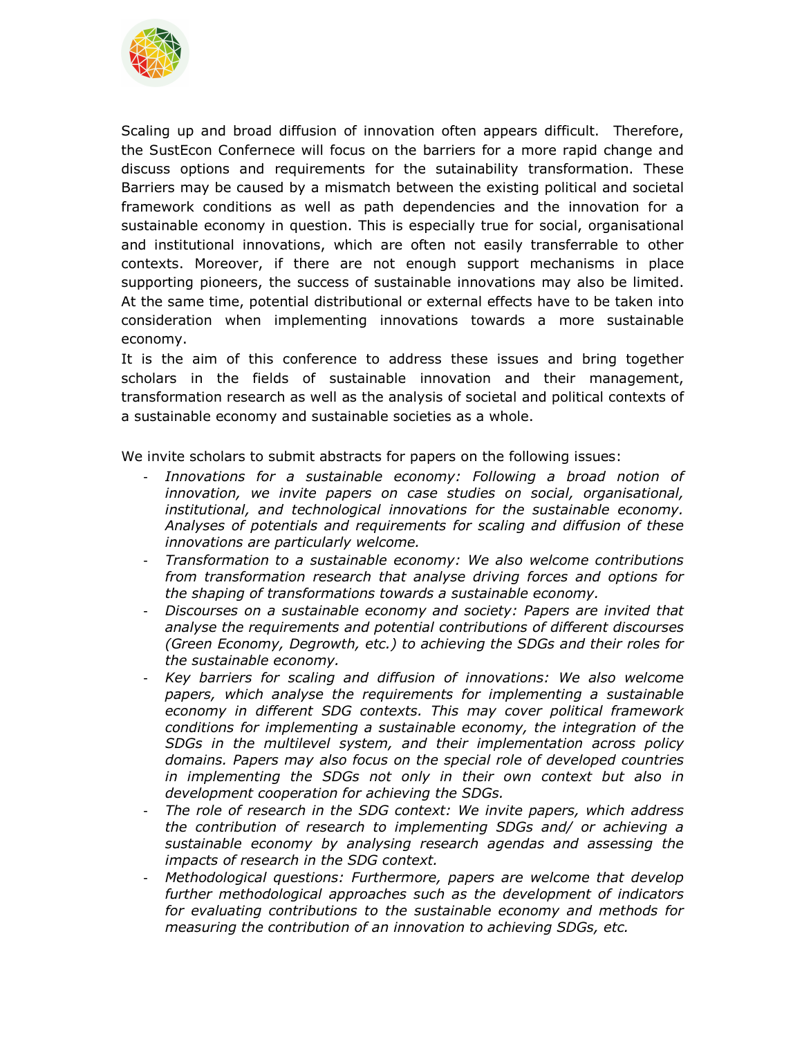Scaling up and broad diffusion of innovation often appears difficult. Therefore, the SustEcon Confernece will focus on the barriers for a more rapid change and discuss options and requirements for the sutainability transformation. These Barriers may be caused by a mismatch between the existing political and societal framework conditions as well as path dependencies and the innovation for a sustainable economy in question. This is especially true for social, organisational and institutional innovations, which are often not easily transferrable to other contexts. Moreover, if there are not enough support mechanisms in place supporting pioneers, the success of sustainable innovations may also be limited. At the same time, potential distributional or external effects have to be taken into consideration when implementing innovations towards a more sustainable economy.

It is the aim of this conference to address these issues and bring together scholars in the fields of sustainable innovation and their management, transformation research as well as the analysis of societal and political contexts of a sustainable economy and sustainable societies as a whole.

We invite scholars to submit abstracts for papers on the following issues:

- *Innovations for a sustainable economy: Following a broad notion of innovation, we invite papers on case studies on social, organisational, institutional, and technological innovations for the sustainable economy. Analyses of potentials and requirements for scaling and diffusion of these innovations are particularly welcome.*
- *Transformation to a sustainable economy: We also welcome contributions from transformation research that analyse driving forces and options for the shaping of transformations towards a sustainable economy.*
- *Discourses on a sustainable economy and society: Papers are invited that analyse the requirements and potential contributions of different discourses (Green Economy, Degrowth, etc.) to achieving the SDGs and their roles for the sustainable economy.*
- *Key barriers for scaling and diffusion of innovations: We also welcome papers, which analyse the requirements for implementing a sustainable economy in different SDG contexts. This may cover political framework conditions for implementing a sustainable economy, the integration of the SDGs in the multilevel system, and their implementation across policy domains. Papers may also focus on the special role of developed countries in implementing the SDGs not only in their own context but also in development cooperation for achieving the SDGs.*
- *The role of research in the SDG context: We invite papers, which address the contribution of research to implementing SDGs and/ or achieving a sustainable economy by analysing research agendas and assessing the impacts of research in the SDG context.*
- *Methodological questions: Furthermore, papers are welcome that develop further methodological approaches such as the development of indicators for evaluating contributions to the sustainable economy and methods for measuring the contribution of an innovation to achieving SDGs, etc.*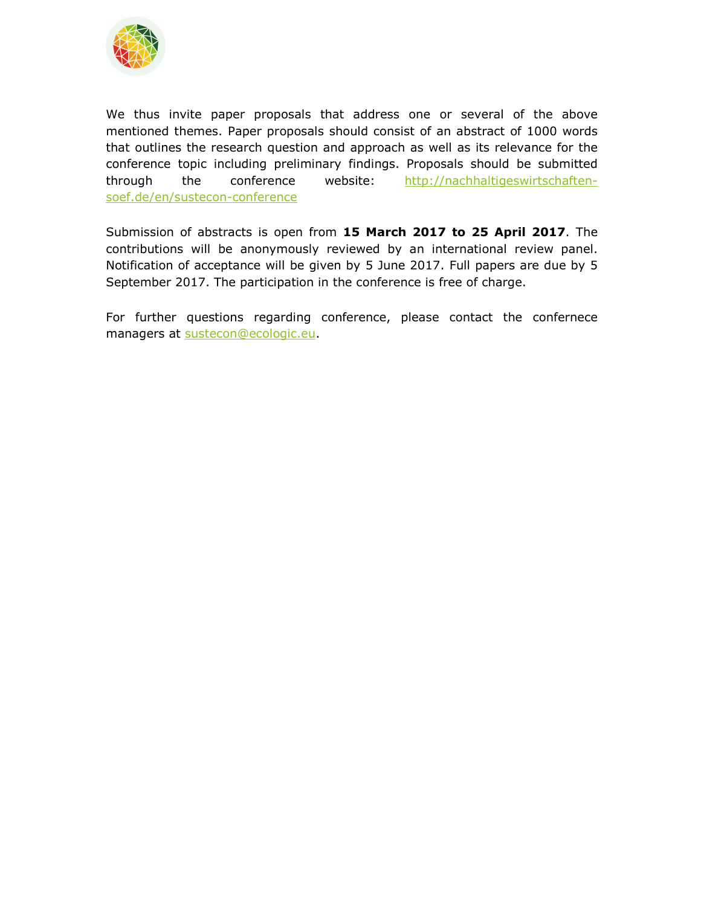We thus invite paper proposals that address one or several of the above mentioned themes. Paper proposals should consist of an abstract of 1000 words that outlines the research question and approach as well as its relevance for the conference topic including preliminary findings. Proposals should be submitted through the conference website: http://nachhaltigeswirtschaften-soef.de/en/sustecon-conference

Submission of abstracts is open from **15 March 2017 to 25 April 2017**. The contributions will be anonymously reviewed by an international review panel. Notification of acceptance will be given by 5 June 2017. Full papers are due by 5 September 2017. The participation in the conference is free of charge.

For further questions regarding conference, please contact the confernece managers at sustecon@ecologic.eu.